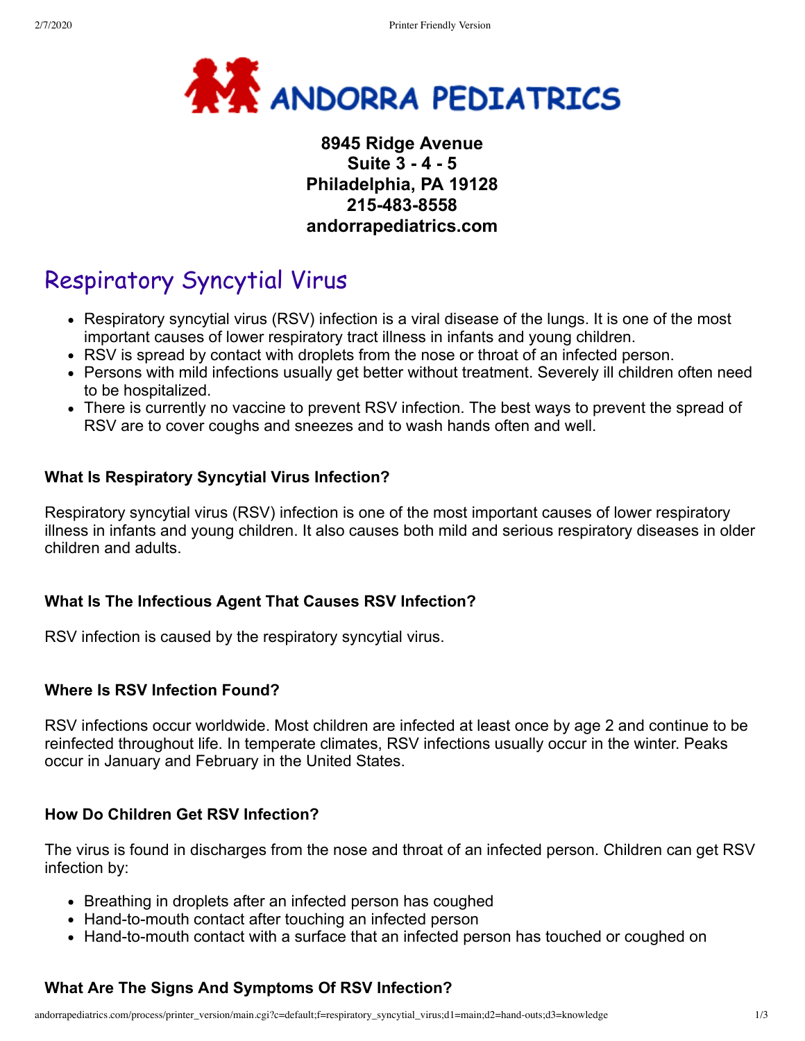**ANDORRA PEDIATRICS**

**8945 Ridge Avenue**
**Suite 3 - 4 - 5**
**Philadelphia, PA 19128**
**215-483-8558**
**andorrapediatrics.com**

# Respiratory Syncytial Virus

- Respiratory syncytial virus (RSV) infection is a viral disease of the lungs. It is one of the most important causes of lower respiratory tract illness in infants and young children.
- RSV is spread by contact with droplets from the nose or throat of an infected person.
- Persons with mild infections usually get better without treatment. Severely ill children often need to be hospitalized.
- There is currently no vaccine to prevent RSV infection. The best ways to prevent the spread of RSV are to cover coughs and sneezes and to wash hands often and well.

### What Is Respiratory Syncytial Virus Infection?

Respiratory syncytial virus (RSV) infection is one of the most important causes of lower respiratory illness in infants and young children. It also causes both mild and serious respiratory diseases in older children and adults.

### What Is The Infectious Agent That Causes RSV Infection?

RSV infection is caused by the respiratory syncytial virus.

### Where Is RSV Infection Found?

RSV infections occur worldwide. Most children are infected at least once by age 2 and continue to be reinfected throughout life. In temperate climates, RSV infections usually occur in the winter. Peaks occur in January and February in the United States.

### How Do Children Get RSV Infection?

The virus is found in discharges from the nose and throat of an infected person. Children can get RSV infection by:

- Breathing in droplets after an infected person has coughed
- Hand-to-mouth contact after touching an infected person
- Hand-to-mouth contact with a surface that an infected person has touched or coughed on

### What Are The Signs And Symptoms Of RSV Infection?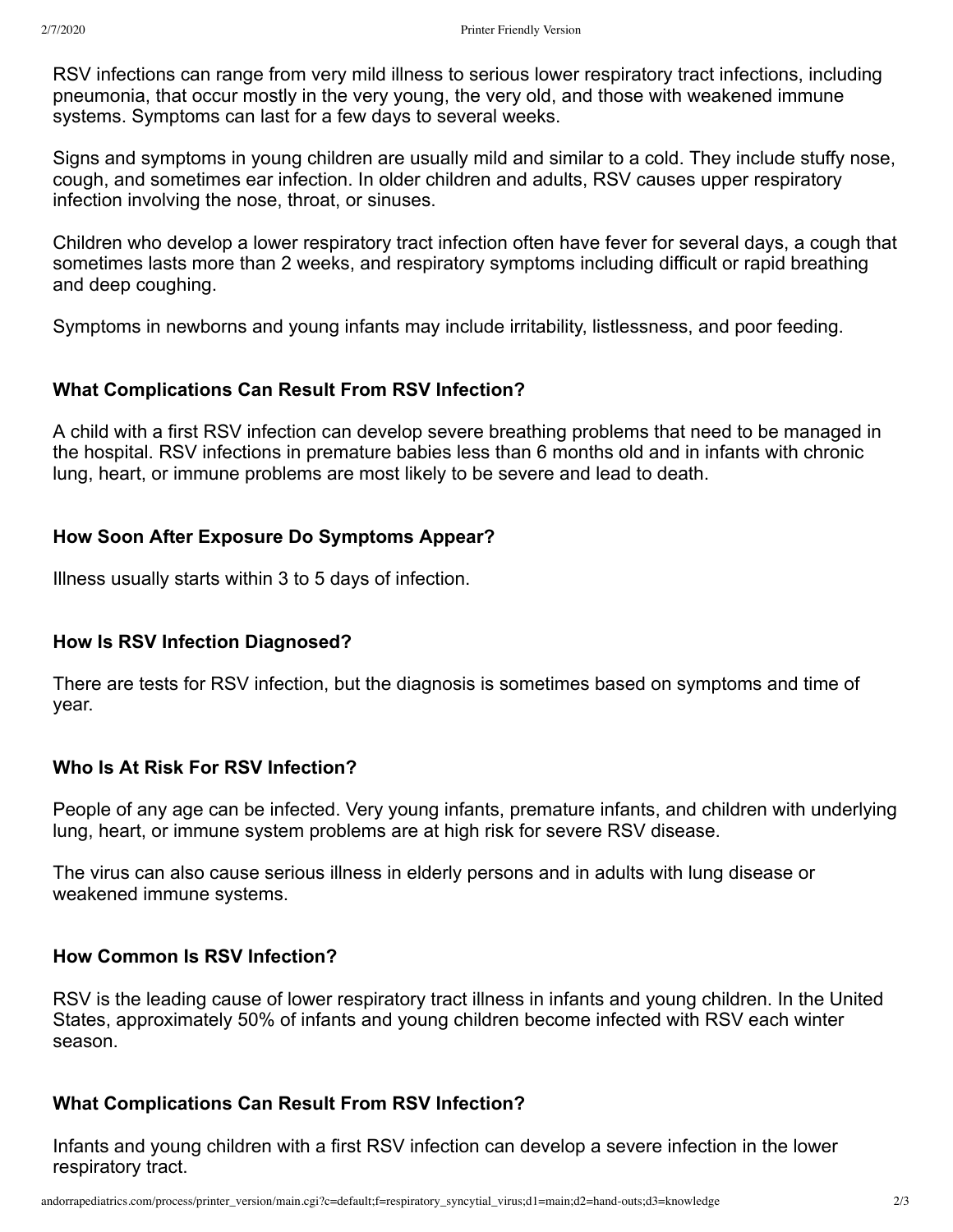RSV infections can range from very mild illness to serious lower respiratory tract infections, including pneumonia, that occur mostly in the very young, the very old, and those with weakened immune systems. Symptoms can last for a few days to several weeks.

Signs and symptoms in young children are usually mild and similar to a cold. They include stuffy nose, cough, and sometimes ear infection. In older children and adults, RSV causes upper respiratory infection involving the nose, throat, or sinuses.

Children who develop a lower respiratory tract infection often have fever for several days, a cough that sometimes lasts more than 2 weeks, and respiratory symptoms including difficult or rapid breathing and deep coughing.

Symptoms in newborns and young infants may include irritability, listlessness, and poor feeding.

### What Complications Can Result From RSV Infection?

A child with a first RSV infection can develop severe breathing problems that need to be managed in the hospital. RSV infections in premature babies less than 6 months old and in infants with chronic lung, heart, or immune problems are most likely to be severe and lead to death.

### How Soon After Exposure Do Symptoms Appear?

Illness usually starts within 3 to 5 days of infection.

### How Is RSV Infection Diagnosed?

There are tests for RSV infection, but the diagnosis is sometimes based on symptoms and time of year.

### Who Is At Risk For RSV Infection?

People of any age can be infected. Very young infants, premature infants, and children with underlying lung, heart, or immune system problems are at high risk for severe RSV disease.

The virus can also cause serious illness in elderly persons and in adults with lung disease or weakened immune systems.

### How Common Is RSV Infection?

RSV is the leading cause of lower respiratory tract illness in infants and young children. In the United States, approximately 50% of infants and young children become infected with RSV each winter season.

### What Complications Can Result From RSV Infection?

Infants and young children with a first RSV infection can develop a severe infection in the lower respiratory tract.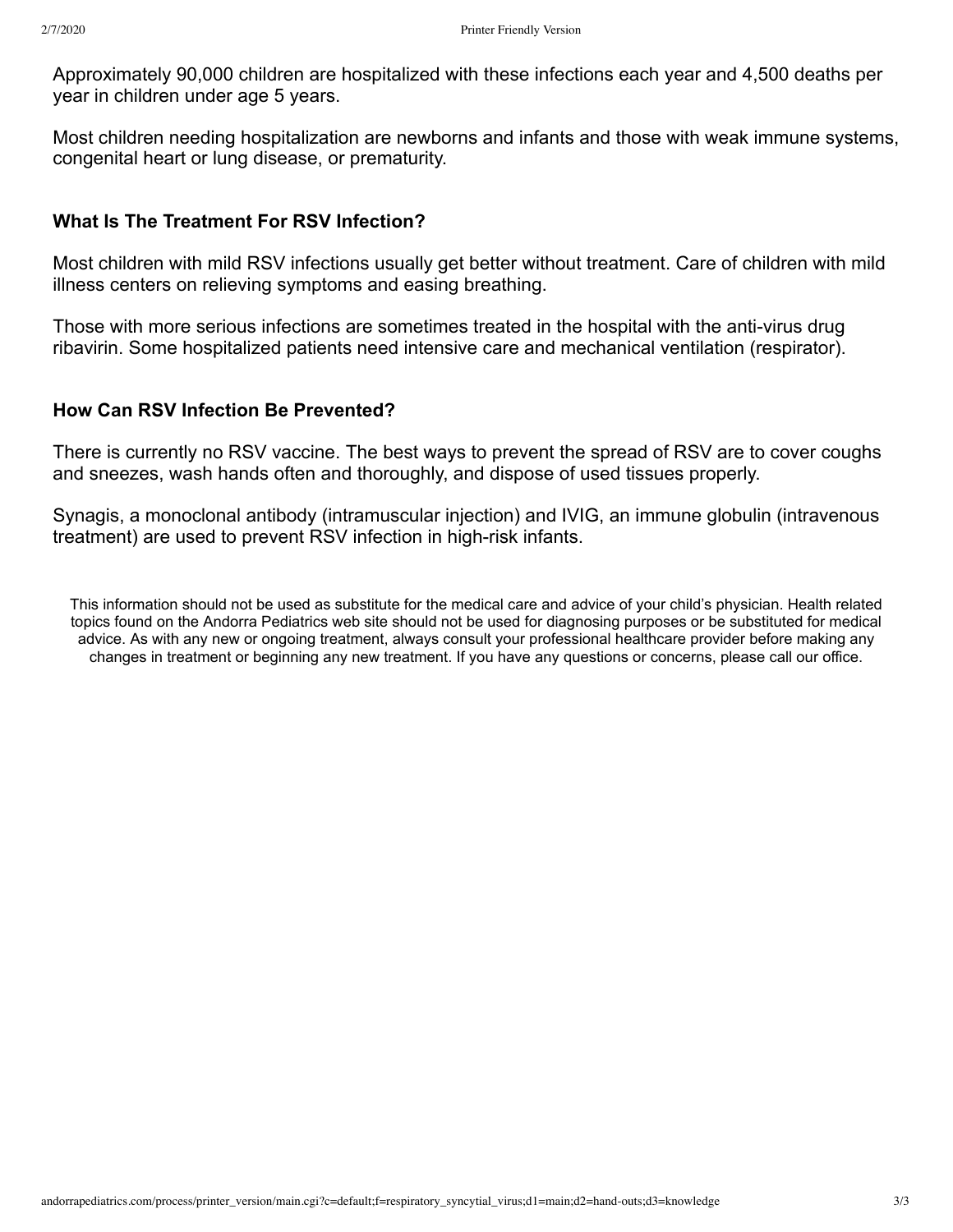Approximately 90,000 children are hospitalized with these infections each year and 4,500 deaths per year in children under age 5 years.

Most children needing hospitalization are newborns and infants and those with weak immune systems, congenital heart or lung disease, or prematurity.

### What Is The Treatment For RSV Infection?

Most children with mild RSV infections usually get better without treatment. Care of children with mild illness centers on relieving symptoms and easing breathing.

Those with more serious infections are sometimes treated in the hospital with the anti-virus drug ribavirin. Some hospitalized patients need intensive care and mechanical ventilation (respirator).

### How Can RSV Infection Be Prevented?

There is currently no RSV vaccine. The best ways to prevent the spread of RSV are to cover coughs and sneezes, wash hands often and thoroughly, and dispose of used tissues properly.

Synagis, a monoclonal antibody (intramuscular injection) and IVIG, an immune globulin (intravenous treatment) are used to prevent RSV infection in high-risk infants.

This information should not be used as substitute for the medical care and advice of your child's physician. Health related topics found on the Andorra Pediatrics web site should not be used for diagnosing purposes or be substituted for medical advice. As with any new or ongoing treatment, always consult your professional healthcare provider before making any changes in treatment or beginning any new treatment. If you have any questions or concerns, please call our office.